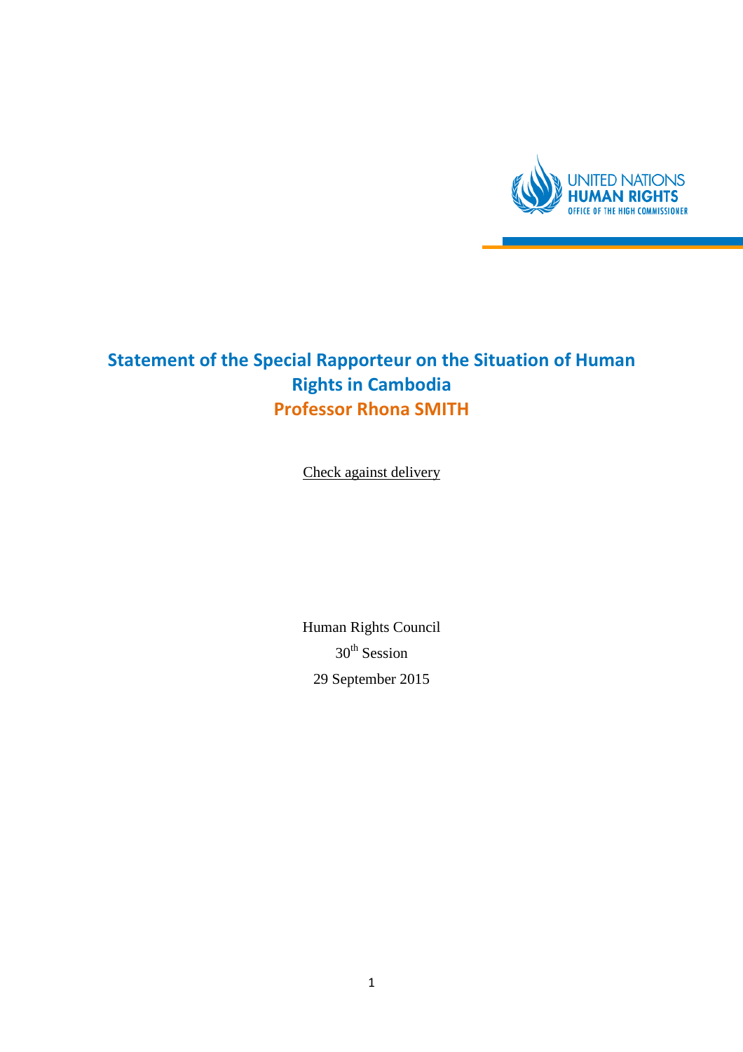UNITED NATIONS
HUMAN RIGHTS
OFFICE OF THE HIGH COMMISSIONER

# Statement of the Special Rapporteur on the Situation of Human Rights in Cambodia

## Professor Rhona SMITH

Check against delivery

Human Rights Council

30th Session

29 September 2015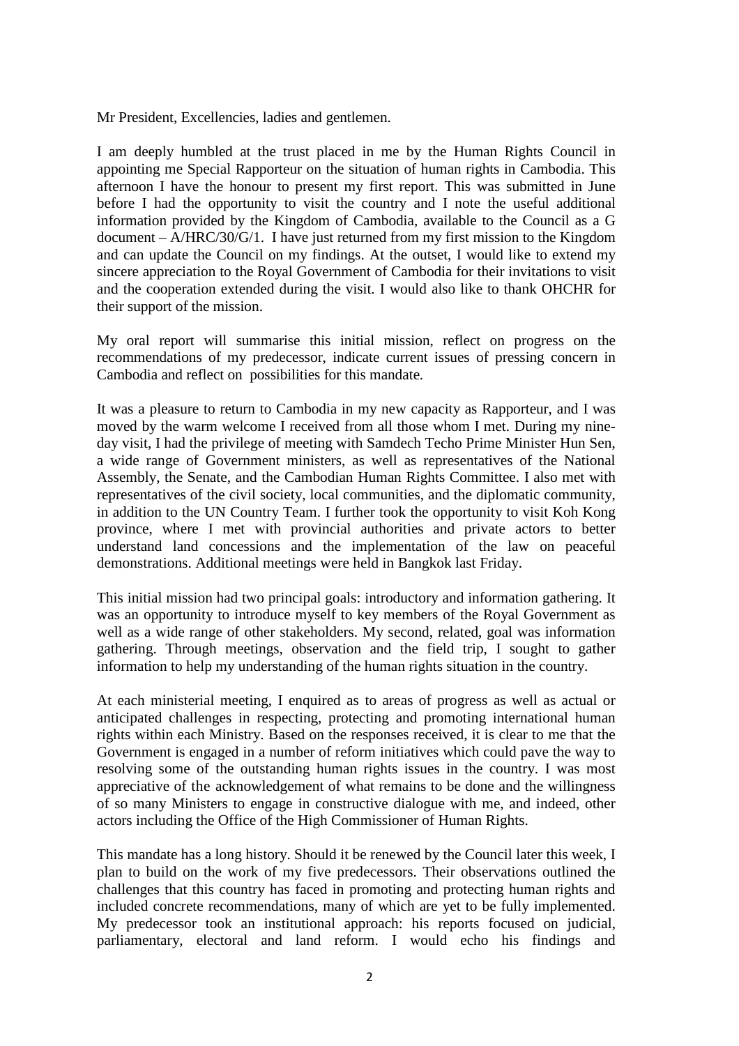Mr President, Excellencies, ladies and gentlemen.

I am deeply humbled at the trust placed in me by the Human Rights Council in appointing me Special Rapporteur on the situation of human rights in Cambodia. This afternoon I have the honour to present my first report. This was submitted in June before I had the opportunity to visit the country and I note the useful additional information provided by the Kingdom of Cambodia, available to the Council as a G document – A/HRC/30/G/1. I have just returned from my first mission to the Kingdom and can update the Council on my findings. At the outset, I would like to extend my sincere appreciation to the Royal Government of Cambodia for their invitations to visit and the cooperation extended during the visit. I would also like to thank OHCHR for their support of the mission.

My oral report will summarise this initial mission, reflect on progress on the recommendations of my predecessor, indicate current issues of pressing concern in Cambodia and reflect on possibilities for this mandate.

It was a pleasure to return to Cambodia in my new capacity as Rapporteur, and I was moved by the warm welcome I received from all those whom I met. During my nine-day visit, I had the privilege of meeting with Samdech Techo Prime Minister Hun Sen, a wide range of Government ministers, as well as representatives of the National Assembly, the Senate, and the Cambodian Human Rights Committee. I also met with representatives of the civil society, local communities, and the diplomatic community, in addition to the UN Country Team. I further took the opportunity to visit Koh Kong province, where I met with provincial authorities and private actors to better understand land concessions and the implementation of the law on peaceful demonstrations. Additional meetings were held in Bangkok last Friday.

This initial mission had two principal goals: introductory and information gathering. It was an opportunity to introduce myself to key members of the Royal Government as well as a wide range of other stakeholders. My second, related, goal was information gathering. Through meetings, observation and the field trip, I sought to gather information to help my understanding of the human rights situation in the country.

At each ministerial meeting, I enquired as to areas of progress as well as actual or anticipated challenges in respecting, protecting and promoting international human rights within each Ministry. Based on the responses received, it is clear to me that the Government is engaged in a number of reform initiatives which could pave the way to resolving some of the outstanding human rights issues in the country. I was most appreciative of the acknowledgement of what remains to be done and the willingness of so many Ministers to engage in constructive dialogue with me, and indeed, other actors including the Office of the High Commissioner of Human Rights.

This mandate has a long history. Should it be renewed by the Council later this week, I plan to build on the work of my five predecessors. Their observations outlined the challenges that this country has faced in promoting and protecting human rights and included concrete recommendations, many of which are yet to be fully implemented. My predecessor took an institutional approach: his reports focused on judicial, parliamentary, electoral and land reform. I would echo his findings and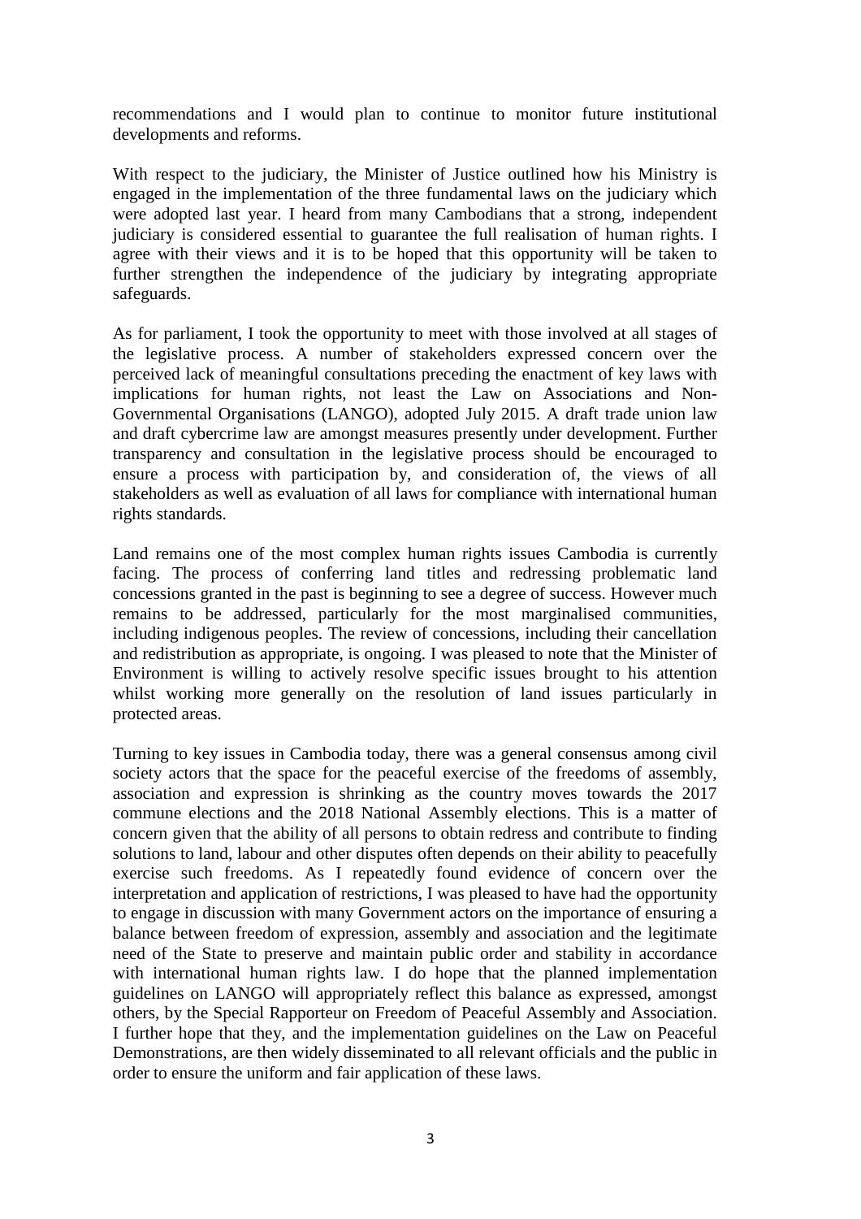recommendations and I would plan to continue to monitor future institutional developments and reforms.

With respect to the judiciary, the Minister of Justice outlined how his Ministry is engaged in the implementation of the three fundamental laws on the judiciary which were adopted last year. I heard from many Cambodians that a strong, independent judiciary is considered essential to guarantee the full realisation of human rights. I agree with their views and it is to be hoped that this opportunity will be taken to further strengthen the independence of the judiciary by integrating appropriate safeguards.

As for parliament, I took the opportunity to meet with those involved at all stages of the legislative process. A number of stakeholders expressed concern over the perceived lack of meaningful consultations preceding the enactment of key laws with implications for human rights, not least the Law on Associations and Non-Governmental Organisations (LANGO), adopted July 2015. A draft trade union law and draft cybercrime law are amongst measures presently under development. Further transparency and consultation in the legislative process should be encouraged to ensure a process with participation by, and consideration of, the views of all stakeholders as well as evaluation of all laws for compliance with international human rights standards.

Land remains one of the most complex human rights issues Cambodia is currently facing. The process of conferring land titles and redressing problematic land concessions granted in the past is beginning to see a degree of success. However much remains to be addressed, particularly for the most marginalised communities, including indigenous peoples. The review of concessions, including their cancellation and redistribution as appropriate, is ongoing. I was pleased to note that the Minister of Environment is willing to actively resolve specific issues brought to his attention whilst working more generally on the resolution of land issues particularly in protected areas.

Turning to key issues in Cambodia today, there was a general consensus among civil society actors that the space for the peaceful exercise of the freedoms of assembly, association and expression is shrinking as the country moves towards the 2017 commune elections and the 2018 National Assembly elections. This is a matter of concern given that the ability of all persons to obtain redress and contribute to finding solutions to land, labour and other disputes often depends on their ability to peacefully exercise such freedoms. As I repeatedly found evidence of concern over the interpretation and application of restrictions, I was pleased to have had the opportunity to engage in discussion with many Government actors on the importance of ensuring a balance between freedom of expression, assembly and association and the legitimate need of the State to preserve and maintain public order and stability in accordance with international human rights law. I do hope that the planned implementation guidelines on LANGO will appropriately reflect this balance as expressed, amongst others, by the Special Rapporteur on Freedom of Peaceful Assembly and Association. I further hope that they, and the implementation guidelines on the Law on Peaceful Demonstrations, are then widely disseminated to all relevant officials and the public in order to ensure the uniform and fair application of these laws.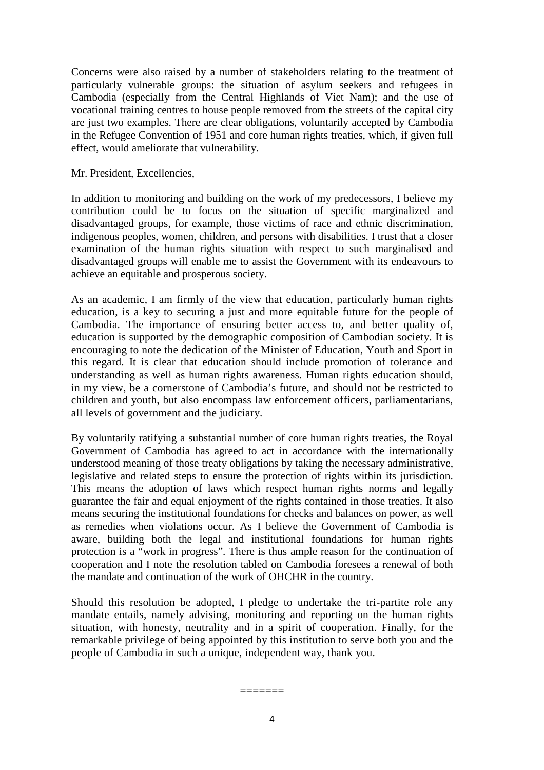Concerns were also raised by a number of stakeholders relating to the treatment of particularly vulnerable groups: the situation of asylum seekers and refugees in Cambodia (especially from the Central Highlands of Viet Nam); and the use of vocational training centres to house people removed from the streets of the capital city are just two examples. There are clear obligations, voluntarily accepted by Cambodia in the Refugee Convention of 1951 and core human rights treaties, which, if given full effect, would ameliorate that vulnerability.

Mr. President, Excellencies,

In addition to monitoring and building on the work of my predecessors, I believe my contribution could be to focus on the situation of specific marginalized and disadvantaged groups, for example, those victims of race and ethnic discrimination, indigenous peoples, women, children, and persons with disabilities. I trust that a closer examination of the human rights situation with respect to such marginalised and disadvantaged groups will enable me to assist the Government with its endeavours to achieve an equitable and prosperous society.

As an academic, I am firmly of the view that education, particularly human rights education, is a key to securing a just and more equitable future for the people of Cambodia. The importance of ensuring better access to, and better quality of, education is supported by the demographic composition of Cambodian society. It is encouraging to note the dedication of the Minister of Education, Youth and Sport in this regard. It is clear that education should include promotion of tolerance and understanding as well as human rights awareness. Human rights education should, in my view, be a cornerstone of Cambodia's future, and should not be restricted to children and youth, but also encompass law enforcement officers, parliamentarians, all levels of government and the judiciary.

By voluntarily ratifying a substantial number of core human rights treaties, the Royal Government of Cambodia has agreed to act in accordance with the internationally understood meaning of those treaty obligations by taking the necessary administrative, legislative and related steps to ensure the protection of rights within its jurisdiction. This means the adoption of laws which respect human rights norms and legally guarantee the fair and equal enjoyment of the rights contained in those treaties. It also means securing the institutional foundations for checks and balances on power, as well as remedies when violations occur. As I believe the Government of Cambodia is aware, building both the legal and institutional foundations for human rights protection is a "work in progress". There is thus ample reason for the continuation of cooperation and I note the resolution tabled on Cambodia foresees a renewal of both the mandate and continuation of the work of OHCHR in the country.

Should this resolution be adopted, I pledge to undertake the tri-partite role any mandate entails, namely advising, monitoring and reporting on the human rights situation, with honesty, neutrality and in a spirit of cooperation. Finally, for the remarkable privilege of being appointed by this institution to serve both you and the people of Cambodia in such a unique, independent way, thank you.

=======